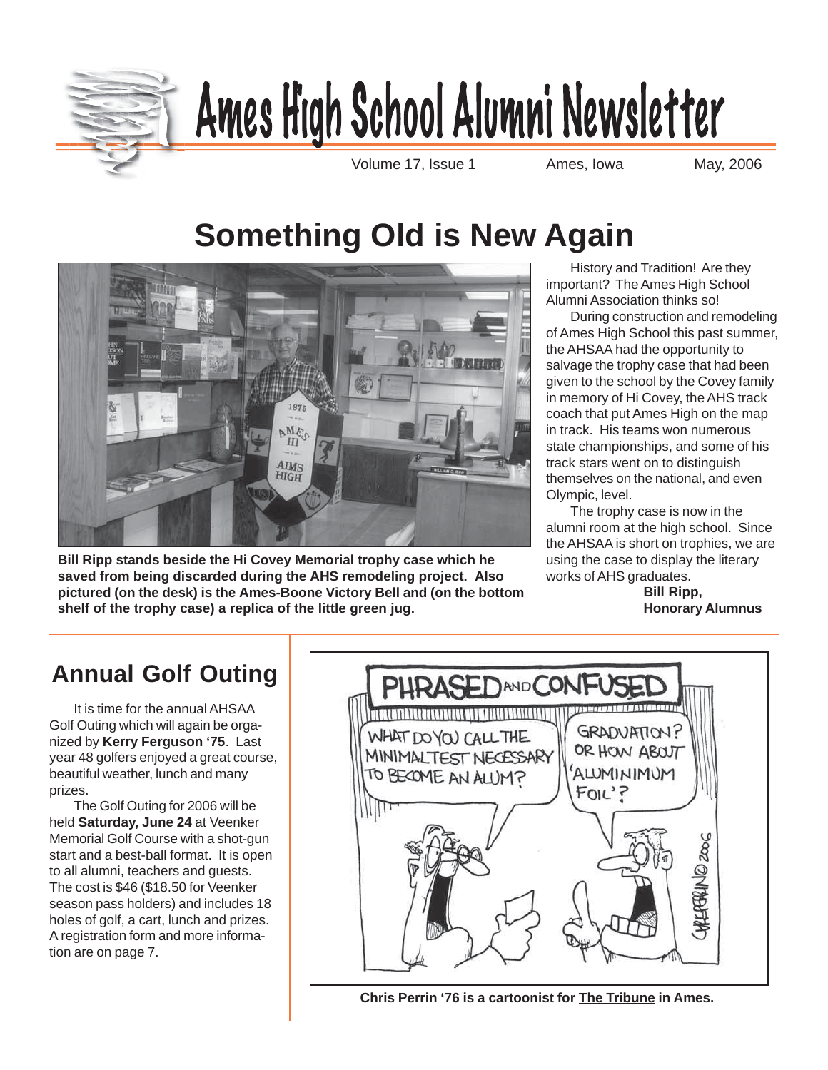# Ames High School Alumni Newsletter

Volume 17, Issue 1 Ames, Iowa May, 2006

## Something Old is New Again

History and Tradition! Are they important? The Ames High School Alumni Association thinks so!

During construction and remodeling of Ames High School this past summer, the AHSAA had the opportunity to salvage the trophy case that had been given to the school by the Covey family in memory of Hi Covey, the AHS track coach that put Ames High on the map in track. His teams won numerous state championships, and some of his track stars went on to distinguish themselves on the national, and even Olympic, level.

The trophy case is now in the alumni room at the high school. Since the AHSAA is short on trophies, we are using the case to display the literary works of AHS graduates.

**Bill Ripp,**
**Honorary Alumnus**

**Bill Ripp stands beside the Hi Covey Memorial trophy case which he saved from being discarded during the AHS remodeling project. Also pictured (on the desk) is the Ames-Boone Victory Bell and (on the bottom shelf of the trophy case) a replica of the little green jug.**

## Annual Golf Outing

It is time for the annual AHSAA Golf Outing which will again be organized by **Kerry Ferguson '75**. Last year 48 golfers enjoyed a great course, beautiful weather, lunch and many prizes.

The Golf Outing for 2006 will be held **Saturday, June 24** at Veenker Memorial Golf Course with a shot-gun start and a best-ball format. It is open to all alumni, teachers and guests. The cost is $46 ($18.50 for Veenker season pass holders) and includes 18 holes of golf, a cart, lunch and prizes. A registration form and more information are on page 7.

**Chris Perrin '76 is a cartoonist for The Tribune in Ames.**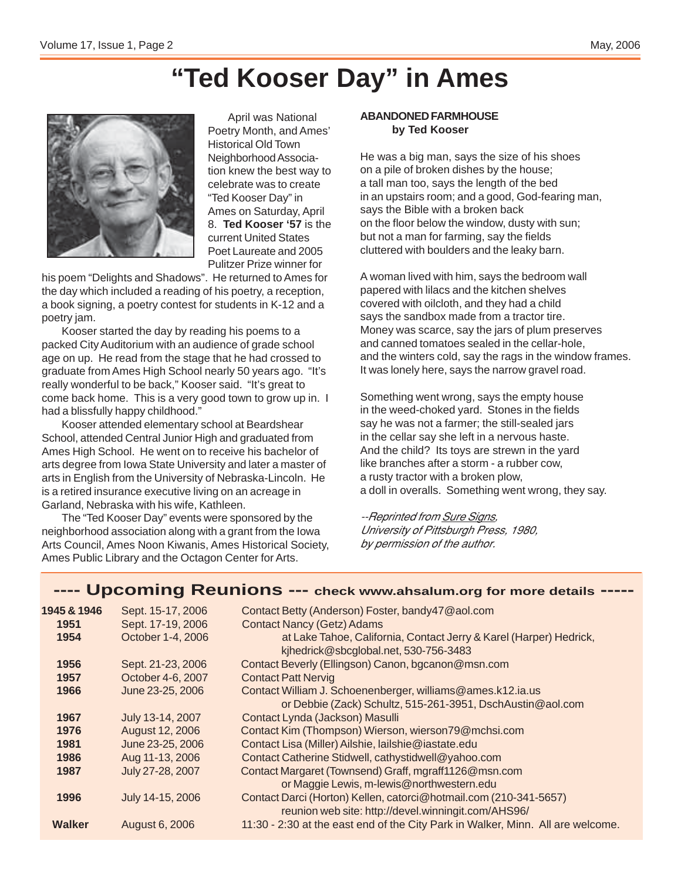# "Ted Kooser Day" in Ames

April was National Poetry Month, and Ames' Historical Old Town Neighborhood Association knew the best way to celebrate was to create "Ted Kooser Day" in Ames on Saturday, April 8. **Ted Kooser '57** is the current United States Poet Laureate and 2005 Pulitzer Prize winner for his poem "Delights and Shadows". He returned to Ames for the day which included a reading of his poetry, a reception, a book signing, a poetry contest for students in K-12 and a poetry jam.

Kooser started the day by reading his poems to a packed City Auditorium with an audience of grade school age on up. He read from the stage that he had crossed to graduate from Ames High School nearly 50 years ago. "It's really wonderful to be back," Kooser said. "It's great to come back home. This is a very good town to grow up in. I had a blissfully happy childhood."

Kooser attended elementary school at Beardshear School, attended Central Junior High and graduated from Ames High School. He went on to receive his bachelor of arts degree from Iowa State University and later a master of arts in English from the University of Nebraska-Lincoln. He is a retired insurance executive living on an acreage in Garland, Nebraska with his wife, Kathleen.

The "Ted Kooser Day" events were sponsored by the neighborhood association along with a grant from the Iowa Arts Council, Ames Noon Kiwanis, Ames Historical Society, Ames Public Library and the Octagon Center for Arts.

**ABANDONED FARMHOUSE**
**by Ted Kooser**

He was a big man, says the size of his shoes
on a pile of broken dishes by the house;
a tall man too, says the length of the bed
in an upstairs room; and a good, God-fearing man,
says the Bible with a broken back
on the floor below the window, dusty with sun;
but not a man for farming, say the fields
cluttered with boulders and the leaky barn.

A woman lived with him, says the bedroom wall
papered with lilacs and the kitchen shelves
covered with oilcloth, and they had a child
says the sandbox made from a tractor tire.
Money was scarce, say the jars of plum preserves
and canned tomatoes sealed in the cellar-hole,
and the winters cold, say the rags in the window frames.
It was lonely here, says the narrow gravel road.

Something went wrong, says the empty house
in the weed-choked yard. Stones in the fields
say he was not a farmer; the still-sealed jars
in the cellar say she left in a nervous haste.
And the child? Its toys are strewn in the yard
like branches after a storm - a rubber cow,
a rusty tractor with a broken plow,
a doll in overalls. Something went wrong, they say.

*--Reprinted from Sure Signs, University of Pittsburgh Press, 1980, by permission of the author.*

## ---- Upcoming Reunions --- check www.ahsalum.org for more details -----

| Class | Dates | Details |
|---|---|---|
| **1945 & 1946** | Sept. 15-17, 2006 | Contact Betty (Anderson) Foster, bandy47@aol.com |
| **1951** | Sept. 17-19, 2006 | Contact Nancy (Getz) Adams |
| **1954** | October 1-4, 2006 | at Lake Tahoe, California, Contact Jerry & Karel (Harper) Hedrick, kjhedrick@sbcglobal.net, 530-756-3483 |
| **1956** | Sept. 21-23, 2006 | Contact Beverly (Ellingson) Canon, bgcanon@msn.com |
| **1957** | October 4-6, 2007 | Contact Patt Nervig |
| **1966** | June 23-25, 2006 | Contact William J. Schoenenberger, williams@ames.k12.ia.us or Debbie (Zack) Schultz, 515-261-3951, DschAustin@aol.com |
| **1967** | July 13-14, 2007 | Contact Lynda (Jackson) Masulli |
| **1976** | August 12, 2006 | Contact Kim (Thompson) Wierson, wierson79@mchsi.com |
| **1981** | June 23-25, 2006 | Contact Lisa (Miller) Ailshie, lailshie@iastate.edu |
| **1986** | Aug 11-13, 2006 | Contact Catherine Stidwell, cathystidwell@yahoo.com |
| **1987** | July 27-28, 2007 | Contact Margaret (Townsend) Graff, mgraff1126@msn.com or Maggie Lewis, m-lewis@northwestern.edu |
| **1996** | July 14-15, 2006 | Contact Darci (Horton) Kellen, catorci@hotmail.com (210-341-5657) reunion web site: http://devel.winningit.com/AHS96/ |
| **Walker** | August 6, 2006 | 11:30 - 2:30 at the east end of the City Park in Walker, Minn. All are welcome. |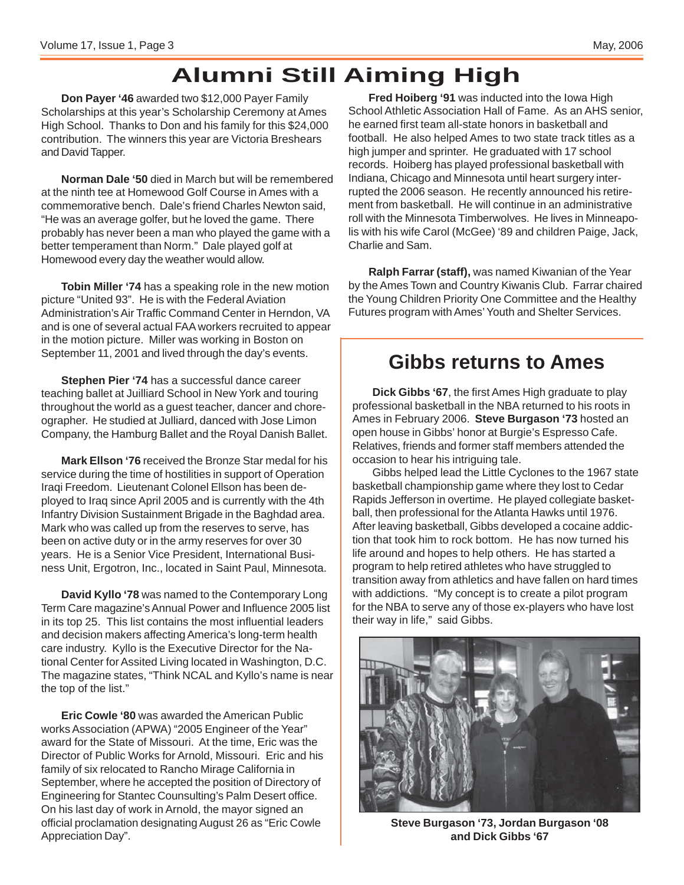# Alumni Still Aiming High

**Don Payer '46** awarded two $12,000 Payer Family Scholarships at this year's Scholarship Ceremony at Ames High School. Thanks to Don and his family for this $24,000 contribution. The winners this year are Victoria Breshears and David Tapper.

**Norman Dale '50** died in March but will be remembered at the ninth tee at Homewood Golf Course in Ames with a commemorative bench. Dale's friend Charles Newton said, "He was an average golfer, but he loved the game. There probably has never been a man who played the game with a better temperament than Norm." Dale played golf at Homewood every day the weather would allow.

**Tobin Miller '74** has a speaking role in the new motion picture "United 93". He is with the Federal Aviation Administration's Air Traffic Command Center in Herndon, VA and is one of several actual FAA workers recruited to appear in the motion picture. Miller was working in Boston on September 11, 2001 and lived through the day's events.

**Stephen Pier '74** has a successful dance career teaching ballet at Juilliard School in New York and touring throughout the world as a guest teacher, dancer and choreographer. He studied at Julliard, danced with Jose Limon Company, the Hamburg Ballet and the Royal Danish Ballet.

**Mark Ellson '76** received the Bronze Star medal for his service during the time of hostilities in support of Operation Iraqi Freedom. Lieutenant Colonel Ellson has been deployed to Iraq since April 2005 and is currently with the 4th Infantry Division Sustainment Brigade in the Baghdad area. Mark who was called up from the reserves to serve, has been on active duty or in the army reserves for over 30 years. He is a Senior Vice President, International Business Unit, Ergotron, Inc., located in Saint Paul, Minnesota.

**David Kyllo '78** was named to the Contemporary Long Term Care magazine's Annual Power and Influence 2005 list in its top 25. This list contains the most influential leaders and decision makers affecting America's long-term health care industry. Kyllo is the Executive Director for the National Center for Assited Living located in Washington, D.C. The magazine states, "Think NCAL and Kyllo's name is near the top of the list."

**Eric Cowle '80** was awarded the American Public works Association (APWA) "2005 Engineer of the Year" award for the State of Missouri. At the time, Eric was the Director of Public Works for Arnold, Missouri. Eric and his family of six relocated to Rancho Mirage California in September, where he accepted the position of Directory of Engineering for Stantec Coursulting's Palm Desert office. On his last day of work in Arnold, the mayor signed an official proclamation designating August 26 as "Eric Cowle Appreciation Day".

**Fred Hoiberg '91** was inducted into the Iowa High School Athletic Association Hall of Fame. As an AHS senior, he earned first team all-state honors in basketball and football. He also helped Ames to two state track titles as a high jumper and sprinter. He graduated with 17 school records. Hoiberg has played professional basketball with Indiana, Chicago and Minnesota until heart surgery interrupted the 2006 season. He recently announced his retirement from basketball. He will continue in an administrative roll with the Minnesota Timberwolves. He lives in Minneapolis with his wife Carol (McGee) '89 and children Paige, Jack, Charlie and Sam.

**Ralph Farrar (staff),** was named Kiwanian of the Year by the Ames Town and Country Kiwanis Club. Farrar chaired the Young Children Priority One Committee and the Healthy Futures program with Ames' Youth and Shelter Services.

## Gibbs returns to Ames

**Dick Gibbs '67**, the first Ames High graduate to play professional basketball in the NBA returned to his roots in Ames in February 2006. **Steve Burgason '73** hosted an open house in Gibbs' honor at Burgie's Espresso Cafe. Relatives, friends and former staff members attended the occasion to hear his intriguing tale.

Gibbs helped lead the Little Cyclones to the 1967 state basketball championship game where they lost to Cedar Rapids Jefferson in overtime. He played collegiate basketball, then professional for the Atlanta Hawks until 1976. After leaving basketball, Gibbs developed a cocaine addiction that took him to rock bottom. He has now turned his life around and hopes to help others. He has started a program to help retired athletes who have struggled to transition away from athletics and have fallen on hard times with addictions. "My concept is to create a pilot program for the NBA to serve any of those ex-players who have lost their way in life," said Gibbs.

**Steve Burgason '73, Jordan Burgason '08 and Dick Gibbs '67**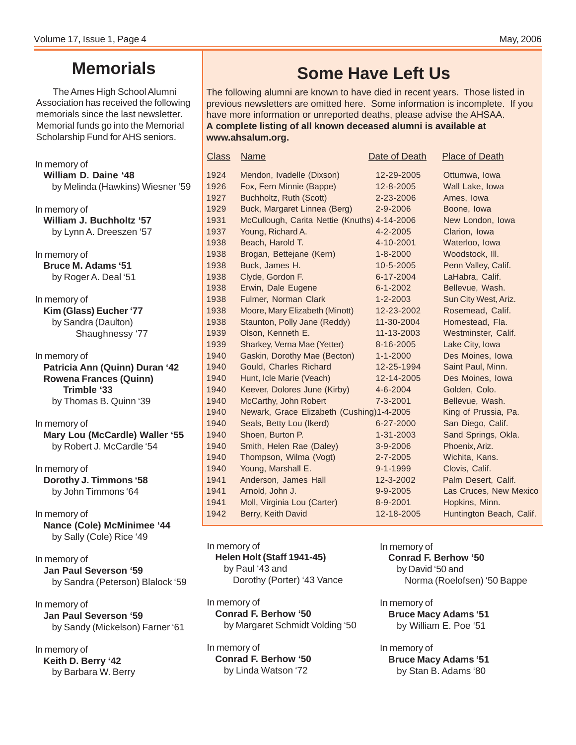# Memorials

The Ames High School Alumni Association has received the following memorials since the last newsletter. Memorial funds go into the Memorial Scholarship Fund for AHS seniors.

In memory of
**William D. Daine '48**
by Melinda (Hawkins) Wiesner '59

In memory of
**William J. Buchholtz '57**
by Lynn A. Dreeszen '57

In memory of
**Bruce M. Adams '51**
by Roger A. Deal '51

In memory of
**Kim (Glass) Eucher '77**
by Sandra (Daulton) Shaughnessy '77

In memory of
**Patricia Ann (Quinn) Duran '42**
**Rowena Frances (Quinn) Trimble '33**
by Thomas B. Quinn '39

In memory of
**Mary Lou (McCardle) Waller '55**
by Robert J. McCardle '54

In memory of
**Dorothy J. Timmons '58**
by John Timmons '64

In memory of
**Nance (Cole) McMinimee '44**
by Sally (Cole) Rice '49

In memory of
**Jan Paul Severson '59**
by Sandra (Peterson) Blalock '59

In memory of
**Jan Paul Severson '59**
by Sandy (Mickelson) Farner '61

In memory of
**Keith D. Berry '42**
by Barbara W. Berry

In memory of
**Helen Holt (Staff 1941-45)**
by Paul '43 and Dorothy (Porter) '43 Vance

In memory of
**Conrad F. Berhow '50**
by Margaret Schmidt Volding '50

In memory of
**Conrad F. Berhow '50**
by Linda Watson '72

In memory of
**Conrad F. Berhow '50**
by David '50 and Norma (Roelofsen) '50 Bappe

In memory of
**Bruce Macy Adams '51**
by William E. Poe '51

In memory of
**Bruce Macy Adams '51**
by Stan B. Adams '80

# Some Have Left Us

The following alumni are known to have died in recent years. Those listed in previous newsletters are omitted here. Some information is incomplete. If you have more information or unreported deaths, please advise the AHSAA.
**A complete listing of all known deceased alumni is available at www.ahsalum.org.**

| Class | Name | Date of Death | Place of Death |
|---|---|---|---|
| 1924 | Mendon, Ivadelle (Dixson) | 12-29-2005 | Ottumwa, Iowa |
| 1926 | Fox, Fern Minnie (Bappe) | 12-8-2005 | Wall Lake, Iowa |
| 1927 | Buchholtz, Ruth (Scott) | 2-23-2006 | Ames, Iowa |
| 1929 | Buck, Margaret Linnea (Berg) | 2-9-2006 | Boone, Iowa |
| 1931 | McCullough, Carita Nettie (Knuths) | 4-14-2006 | New London, Iowa |
| 1937 | Young, Richard A. | 4-2-2005 | Clarion, Iowa |
| 1938 | Beach, Harold T. | 4-10-2001 | Waterloo, Iowa |
| 1938 | Brogan, Bettejane (Kern) | 1-8-2000 | Woodstock, Ill. |
| 1938 | Buck, James H. | 10-5-2005 | Penn Valley, Calif. |
| 1938 | Clyde, Gordon F. | 6-17-2004 | LaHabra, Calif. |
| 1938 | Erwin, Dale Eugene | 6-1-2002 | Bellevue, Wash. |
| 1938 | Fulmer, Norman Clark | 1-2-2003 | Sun City West, Ariz. |
| 1938 | Moore, Mary Elizabeth (Minott) | 12-23-2002 | Rosemead, Calif. |
| 1938 | Staunton, Polly Jane (Reddy) | 11-30-2004 | Homestead, Fla. |
| 1939 | Olson, Kenneth E. | 11-13-2003 | Westminster, Calif. |
| 1939 | Sharkey, Verna Mae (Yetter) | 8-16-2005 | Lake City, Iowa |
| 1940 | Gaskin, Dorothy Mae (Becton) | 1-1-2000 | Des Moines, Iowa |
| 1940 | Gould, Charles Richard | 12-25-1994 | Saint Paul, Minn. |
| 1940 | Hunt, Icle Marie (Veach) | 12-14-2005 | Des Moines, Iowa |
| 1940 | Keever, Dolores June (Kirby) | 4-6-2004 | Golden, Colo. |
| 1940 | McCarthy, John Robert | 7-3-2001 | Bellevue, Wash. |
| 1940 | Newark, Grace Elizabeth (Cushing) | 1-4-2005 | King of Prussia, Pa. |
| 1940 | Seals, Betty Lou (Ikerd) | 6-27-2000 | San Diego, Calif. |
| 1940 | Shoen, Burton P. | 1-31-2003 | Sand Springs, Okla. |
| 1940 | Smith, Helen Rae (Daley) | 3-9-2006 | Phoenix, Ariz. |
| 1940 | Thompson, Wilma (Vogt) | 2-7-2005 | Wichita, Kans. |
| 1940 | Young, Marshall E. | 9-1-1999 | Clovis, Calif. |
| 1941 | Anderson, James Hall | 12-3-2002 | Palm Desert, Calif. |
| 1941 | Arnold, John J. | 9-9-2005 | Las Cruces, New Mexico |
| 1941 | Moll, Virginia Lou (Carter) | 8-9-2001 | Hopkins, Minn. |
| 1942 | Berry, Keith David | 12-18-2005 | Huntington Beach, Calif. |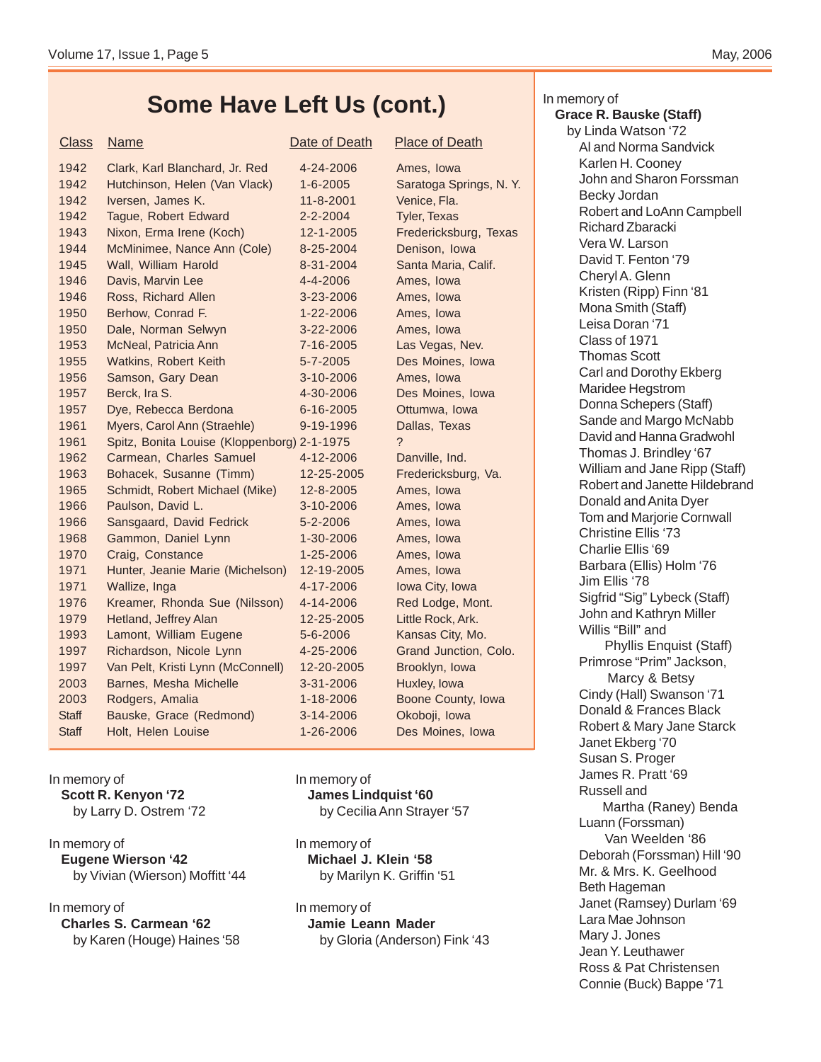# Some Have Left Us (cont.)

| Class | Name | Date of Death | Place of Death |
|---|---|---|---|
| 1942 | Clark, Karl Blanchard, Jr. Red | 4-24-2006 | Ames, Iowa |
| 1942 | Hutchinson, Helen (Van Vlack) | 1-6-2005 | Saratoga Springs, N. Y. |
| 1942 | Iversen, James K. | 11-8-2001 | Venice, Fla. |
| 1942 | Tague, Robert Edward | 2-2-2004 | Tyler, Texas |
| 1943 | Nixon, Erma Irene (Koch) | 12-1-2005 | Fredericksburg, Texas |
| 1944 | McMinimee, Nance Ann (Cole) | 8-25-2004 | Denison, Iowa |
| 1945 | Wall, William Harold | 8-31-2004 | Santa Maria, Calif. |
| 1946 | Davis, Marvin Lee | 4-4-2006 | Ames, Iowa |
| 1946 | Ross, Richard Allen | 3-23-2006 | Ames, Iowa |
| 1950 | Berhow, Conrad F. | 1-22-2006 | Ames, Iowa |
| 1950 | Dale, Norman Selwyn | 3-22-2006 | Ames, Iowa |
| 1953 | McNeal, Patricia Ann | 7-16-2005 | Las Vegas, Nev. |
| 1955 | Watkins, Robert Keith | 5-7-2005 | Des Moines, Iowa |
| 1956 | Samson, Gary Dean | 3-10-2006 | Ames, Iowa |
| 1957 | Berck, Ira S. | 4-30-2006 | Des Moines, Iowa |
| 1957 | Dye, Rebecca Berdona | 6-16-2005 | Ottumwa, Iowa |
| 1961 | Myers, Carol Ann (Straehle) | 9-19-1996 | Dallas, Texas |
| 1961 | Spitz, Bonita Louise (Kloppenborg) | 2-1-1975 | ? |
| 1962 | Carmean, Charles Samuel | 4-12-2006 | Danville, Ind. |
| 1963 | Bohacek, Susanne (Timm) | 12-25-2005 | Fredericksburg, Va. |
| 1965 | Schmidt, Robert Michael (Mike) | 12-8-2005 | Ames, Iowa |
| 1966 | Paulson, David L. | 3-10-2006 | Ames, Iowa |
| 1966 | Sansgaard, David Fedrick | 5-2-2006 | Ames, Iowa |
| 1968 | Gammon, Daniel Lynn | 1-30-2006 | Ames, Iowa |
| 1970 | Craig, Constance | 1-25-2006 | Ames, Iowa |
| 1971 | Hunter, Jeanie Marie (Michelson) | 12-19-2005 | Ames, Iowa |
| 1971 | Wallize, Inga | 4-17-2006 | Iowa City, Iowa |
| 1976 | Kreamer, Rhonda Sue (Nilsson) | 4-14-2006 | Red Lodge, Mont. |
| 1979 | Hetland, Jeffrey Alan | 12-25-2005 | Little Rock, Ark. |
| 1993 | Lamont, William Eugene | 5-6-2006 | Kansas City, Mo. |
| 1997 | Richardson, Nicole Lynn | 4-25-2006 | Grand Junction, Colo. |
| 1997 | Van Pelt, Kristi Lynn (McConnell) | 12-20-2005 | Brooklyn, Iowa |
| 2003 | Barnes, Mesha Michelle | 3-31-2006 | Huxley, Iowa |
| 2003 | Rodgers, Amalia | 1-18-2006 | Boone County, Iowa |
| Staff | Bauske, Grace (Redmond) | 3-14-2006 | Okoboji, Iowa |
| Staff | Holt, Helen Louise | 1-26-2006 | Des Moines, Iowa |

In memory of
**Scott R. Kenyon '72**
by Larry D. Ostrem '72

In memory of
**Eugene Wierson '42**
by Vivian (Wierson) Moffitt '44

In memory of
**Charles S. Carmean '62**
by Karen (Houge) Haines '58

In memory of
**James Lindquist '60**
by Cecilia Ann Strayer '57

In memory of
**Michael J. Klein '58**
by Marilyn K. Griffin '51

In memory of
**Jamie Leann Mader**
by Gloria (Anderson) Fink '43

In memory of
**Grace R. Bauske (Staff)**
by Linda Watson '72
Al and Norma Sandvick
Karlen H. Cooney
John and Sharon Forssman
Becky Jordan
Robert and LoAnn Campbell
Richard Zbaracki
Vera W. Larson
David T. Fenton '79
Cheryl A. Glenn
Kristen (Ripp) Finn '81
Mona Smith (Staff)
Leisa Doran '71
Class of 1971
Thomas Scott
Carl and Dorothy Ekberg
Maridee Hegstrom
Donna Schepers (Staff)
Sande and Margo McNabb
David and Hanna Gradwohl
Thomas J. Brindley '67
William and Jane Ripp (Staff)
Robert and Janette Hildebrand
Donald and Anita Dyer
Tom and Marjorie Cornwall
Christine Ellis '73
Charlie Ellis '69
Barbara (Ellis) Holm '76
Jim Ellis '78
Sigfrid "Sig" Lybeck (Staff)
John and Kathryn Miller
Willis "Bill" and Phyllis Enquist (Staff)
Primrose "Prim" Jackson, Marcy & Betsy
Cindy (Hall) Swanson '71
Donald & Frances Black
Robert & Mary Jane Starck
Janet Ekberg '70
Susan S. Proger
James R. Pratt '69
Russell and Martha (Raney) Benda
Luann (Forssman) Van Weelden '86
Deborah (Forssman) Hill '90
Mr. & Mrs. K. Geelhood
Beth Hageman
Janet (Ramsey) Durlam '69
Lara Mae Johnson
Mary J. Jones
Jean Y. Leuthawer
Ross & Pat Christensen
Connie (Buck) Bappe '71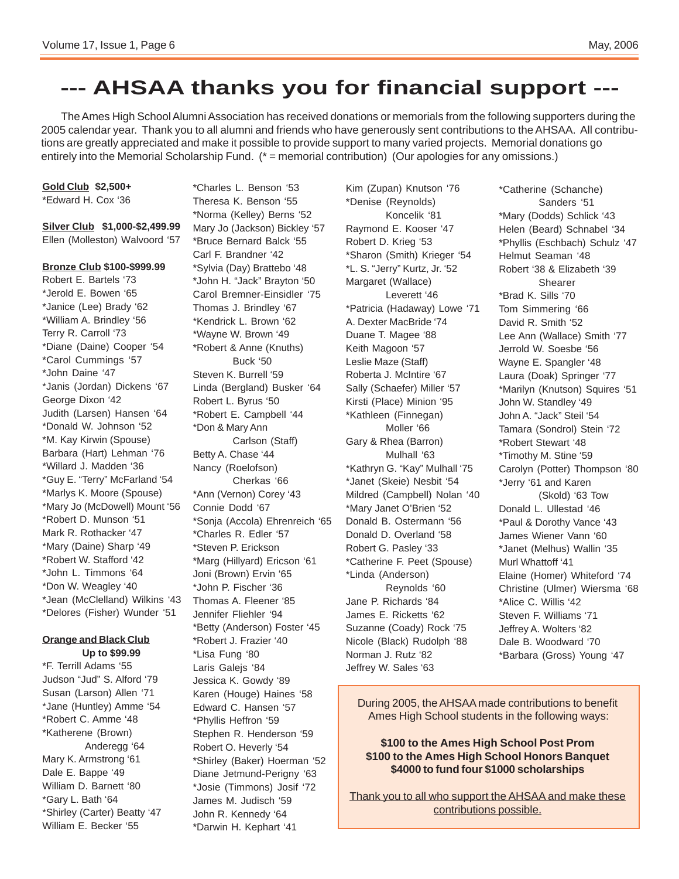# --- AHSAA thanks you for financial support ---

The Ames High School Alumni Association has received donations or memorials from the following supporters during the 2005 calendar year. Thank you to all alumni and friends who have generously sent contributions to the AHSAA. All contributions are greatly appreciated and make it possible to provide support to many varied projects. Memorial donations go entirely into the Memorial Scholarship Fund. (* = memorial contribution) (Our apologies for any omissions.)

**Gold Club $2,500+**

*Edward H. Cox '36

**Silver Club $1,000-$2,499.99**

Ellen (Molleston) Walvoord '57

**Bronze Club $100-$999.99**

Robert E. Bartels '73
*Jerold E. Bowen '65
*Janice (Lee) Brady '62
*William A. Brindley '56
Terry R. Carroll '73
*Diane (Daine) Cooper '54
*Carol Cummings '57
*John Daine '47
*Janis (Jordan) Dickens '67
George Dixon '42
Judith (Larsen) Hansen '64
*Donald W. Johnson '52
*M. Kay Kirwin (Spouse)
Barbara (Hart) Lehman '76
*Willard J. Madden '36
*Guy E. "Terry" McFarland '54
*Marlys K. Moore (Spouse)
*Mary Jo (McDowell) Mount '56
*Robert D. Munson '51
Mark R. Rothacker '47
*Mary (Daine) Sharp '49
*Robert W. Stafford '42
*John L. Timmons '64
*Don W. Weagley '40
*Jean (McClelland) Wilkins '43
*Delores (Fisher) Wunder '51

**Orange and Black Club Up to $99.99**

*F. Terrill Adams '55
Judson "Jud" S. Alford '79
Susan (Larson) Allen '71
*Jane (Huntley) Amme '54
*Robert C. Amme '48
*Katherene (Brown) Anderegg '64
Mary K. Armstrong '61
Dale E. Bappe '49
William D. Barnett '80
*Gary L. Bath '64
*Shirley (Carter) Beatty '47
William E. Becker '55
*Charles L. Benson '53
Theresa K. Benson '55
*Norma (Kelley) Berns '52
Mary Jo (Jackson) Bickley '57
*Bruce Bernard Balck '55
Carl F. Brandner '42
*Sylvia (Day) Brattebo '48
*John H. "Jack" Brayton '50
Carol Bremner-Einsidler '75
Thomas J. Brindley '67
*Kendrick L. Brown '62
*Wayne W. Brown '49
*Robert & Anne (Knuths) Buck '50
Steven K. Burrell '59
Linda (Bergland) Busker '64
Robert L. Byrus '50
*Robert E. Campbell '44
*Don & Mary Ann Carlson (Staff)
Betty A. Chase '44
Nancy (Roelofson) Cherkas '66
*Ann (Vernon) Corey '43
Connie Dodd '67
*Sonja (Accola) Ehrenreich '65
*Charles R. Edler '57
*Steven P. Erickson
*Marg (Hillyard) Ericson '61
Joni (Brown) Ervin '65
*John P. Fischer '36
Thomas A. Fleener '85
Jennifer Fliehler '94
*Betty (Anderson) Foster '45
*Robert J. Frazier '40
*Lisa Fung '80
Laris Galejs '84
Jessica K. Gowdy '89
Karen (Houge) Haines '58
Edward C. Hansen '57
*Phyllis Heffron '59
Stephen R. Henderson '59
Robert O. Heverly '54
*Shirley (Baker) Hoerman '52
Diane Jetmund-Perigny '63
*Josie (Timmons) Josif '72
James M. Judisch '59
John R. Kennedy '64
*Darwin H. Kephart '41
Kim (Zupan) Knutson '76
*Denise (Reynolds) Koncelik '81
Raymond E. Kooser '47
Robert D. Krieg '53
*Sharon (Smith) Krieger '54
*L. S. "Jerry" Kurtz, Jr. '52
Margaret (Wallace) Leverett '46
*Patricia (Hadaway) Lowe '71
A. Dexter MacBride '74
Duane T. Magee '88
Keith Magoon '57
Leslie Maze (Staff)
Roberta J. McIntire '67
Sally (Schaefer) Miller '57
Kirsti (Place) Minion '95
*Kathleen (Finnegan) Moller '66
Gary & Rhea (Barron) Mulhall '63
*Kathryn G. "Kay" Mulhall '75
*Janet (Skeie) Nesbit '54
Mildred (Campbell) Nolan '40
*Mary Janet O'Brien '52
Donald B. Ostermann '56
Donald D. Overland '58
Robert G. Pasley '33
*Catherine F. Peet (Spouse)
*Linda (Anderson) Reynolds '60
Jane P. Richards '84
James E. Ricketts '62
Suzanne (Coady) Rock '75
Nicole (Black) Rudolph '88
Norman J. Rutz '82
Jeffrey W. Sales '63
*Catherine (Schanche) Sanders '51
*Mary (Dodds) Schlick '43
Helen (Beard) Schnabel '34
*Phyllis (Eschbach) Schulz '47
Helmut Seaman '48
Robert '38 & Elizabeth '39 Shearer
*Brad K. Sills '70
Tom Simmering '66
David R. Smith '52
Lee Ann (Wallace) Smith '77
Jerrold W. Soesbe '56
Wayne E. Spangler '48
Laura (Doak) Springer '77
*Marilyn (Knutson) Squires '51
John W. Standley '49
John A. "Jack" Steil '54
Tamara (Sondrol) Stein '72
*Robert Stewart '48
*Timothy M. Stine '59
Carolyn (Potter) Thompson '80
*Jerry '61 and Karen (Skold) '63 Tow
Donald L. Ullestad '46
*Paul & Dorothy Vance '43
James Wiener Vann '60
*Janet (Melhus) Wallin '35
Murl Whattoff '41
Elaine (Homer) Whiteford '74
Christine (Ulmer) Wiersma '68
*Alice C. Willis '42
Steven F. Williams '71
Jeffrey A. Wolters '82
Dale B. Woodward '70
*Barbara (Gross) Young '47

During 2005, the AHSAA made contributions to benefit Ames High School students in the following ways:

**$100 to the Ames High School Post Prom**
**$100 to the Ames High School Honors Banquet**
**$4000 to fund four $1000 scholarships**

Thank you to all who support the AHSAA and make these contributions possible.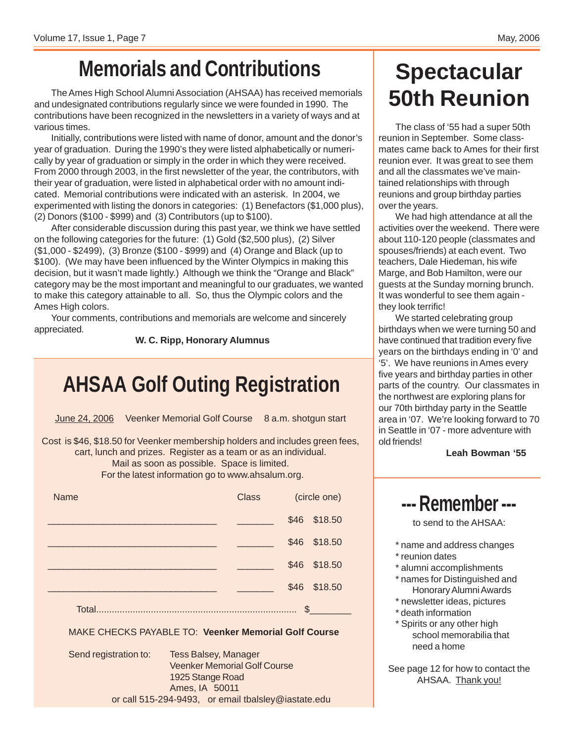# Memorials and Contributions

The Ames High School Alumni Association (AHSAA) has received memorials and undesignated contributions regularly since we were founded in 1990. The contributions have been recognized in the newsletters in a variety of ways and at various times.

Initially, contributions were listed with name of donor, amount and the donor's year of graduation. During the 1990's they were listed alphabetically or numerically by year of graduation or simply in the order in which they were received. From 2000 through 2003, in the first newsletter of the year, the contributors, with their year of graduation, were listed in alphabetical order with no amount indicated. Memorial contributions were indicated with an asterisk. In 2004, we experimented with listing the donors in categories: (1) Benefactors ($1,000 plus), (2) Donors ($100 - $999) and (3) Contributors (up to $100).

After considerable discussion during this past year, we think we have settled on the following categories for the future: (1) Gold ($2,500 plus), (2) Silver ($1,000 - $2499), (3) Bronze ($100 - $999) and (4) Orange and Black (up to $100). (We may have been influenced by the Winter Olympics in making this decision, but it wasn't made lightly.) Although we think the "Orange and Black" category may be the most important and meaningful to our graduates, we wanted to make this category attainable to all. So, thus the Olympic colors and the Ames High colors.

Your comments, contributions and memorials are welcome and sincerely appreciated.

**W. C. Ripp, Honorary Alumnus**

# AHSAA Golf Outing Registration

June 24, 2006 &nbsp;&nbsp; Veenker Memorial Golf Course &nbsp;&nbsp; 8 a.m. shotgun start

Cost is $46, $18.50 for Veenker membership holders and includes green fees, cart, lunch and prizes. Register as a team or as an individual.
Mail as soon as possible. Space is limited.
For the latest information go to www.ahsalum.org.

| Name | Class | (circle one) |
|---|---|---|
| ______________________________ | _______ | $46 $18.50 |
| ______________________________ | _______ | $46 $18.50 |
| ______________________________ | _______ | $46 $18.50 |
| ______________________________ | _______ | $46 $18.50 |

Total.......................................................................... $________

MAKE CHECKS PAYABLE TO: **Veenker Memorial Golf Course**

Send registration to: Tess Balsey, Manager
Veenker Memorial Golf Course
1925 Stange Road
Ames, IA 50011
or call 515-294-9493, or email tbalsley@iastate.edu

# Spectacular 50th Reunion

The class of '55 had a super 50th reunion in September. Some classmates came back to Ames for their first reunion ever. It was great to see them and all the classmates we've maintained relationships with through reunions and group birthday parties over the years.

We had high attendance at all the activities over the weekend. There were about 110-120 people (classmates and spouses/friends) at each event. Two teachers, Dale Hiedeman, his wife Marge, and Bob Hamilton, were our guests at the Sunday morning brunch. It was wonderful to see them again - they look terrific!

We started celebrating group birthdays when we were turning 50 and have continued that tradition every five years on the birthdays ending in '0' and '5'. We have reunions in Ames every five years and birthday parties in other parts of the country. Our classmates in the northwest are exploring plans for our 70th birthday party in the Seattle area in '07. We're looking forward to 70 in Seattle in '07 - more adventure with old friends!

**Leah Bowman '55**

## --- Remember ---

to send to the AHSAA:

* name and address changes
* reunion dates
* alumni accomplishments
* names for Distinguished and Honorary Alumni Awards
* newsletter ideas, pictures
* death information
* Spirits or any other high school memorabilia that need a home

See page 12 for how to contact the AHSAA. Thank you!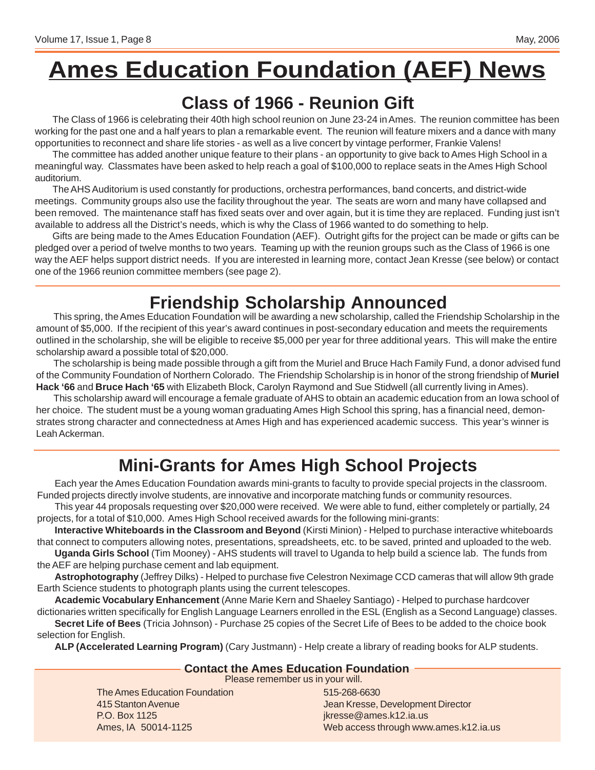# Ames Education Foundation (AEF) News

## Class of 1966 - Reunion Gift

The Class of 1966 is celebrating their 40th high school reunion on June 23-24 in Ames. The reunion committee has been working for the past one and a half years to plan a remarkable event. The reunion will feature mixers and a dance with many opportunities to reconnect and share life stories - as well as a live concert by vintage performer, Frankie Valens!

The committee has added another unique feature to their plans - an opportunity to give back to Ames High School in a meaningful way. Classmates have been asked to help reach a goal of $100,000 to replace seats in the Ames High School auditorium.

The AHS Auditorium is used constantly for productions, orchestra performances, band concerts, and district-wide meetings. Community groups also use the facility throughout the year. The seats are worn and many have collapsed and been removed. The maintenance staff has fixed seats over and over again, but it is time they are replaced. Funding just isn't available to address all the District's needs, which is why the Class of 1966 wanted to do something to help.

Gifts are being made to the Ames Education Foundation (AEF). Outright gifts for the project can be made or gifts can be pledged over a period of twelve months to two years. Teaming up with the reunion groups such as the Class of 1966 is one way the AEF helps support district needs. If you are interested in learning more, contact Jean Kresse (see below) or contact one of the 1966 reunion committee members (see page 2).

## Friendship Scholarship Announced

This spring, the Ames Education Foundation will be awarding a new scholarship, called the Friendship Scholarship in the amount of $5,000. If the recipient of this year's award continues in post-secondary education and meets the requirements outlined in the scholarship, she will be eligible to receive $5,000 per year for three additional years. This will make the entire scholarship award a possible total of $20,000.

The scholarship is being made possible through a gift from the Muriel and Bruce Hach Family Fund, a donor advised fund of the Community Foundation of Northern Colorado. The Friendship Scholarship is in honor of the strong friendship of **Muriel Hack '66** and **Bruce Hach '65** with Elizabeth Block, Carolyn Raymond and Sue Stidwell (all currently living in Ames).

This scholarship award will encourage a female graduate of AHS to obtain an academic education from an Iowa school of her choice. The student must be a young woman graduating Ames High School this spring, has a financial need, demonstrates strong character and connectedness at Ames High and has experienced academic success. This year's winner is Leah Ackerman.

## Mini-Grants for Ames High School Projects

Each year the Ames Education Foundation awards mini-grants to faculty to provide special projects in the classroom. Funded projects directly involve students, are innovative and incorporate matching funds or community resources.

This year 44 proposals requesting over $20,000 were received. We were able to fund, either completely or partially, 24 projects, for a total of $10,000. Ames High School received awards for the following mini-grants:

**Interactive Whiteboards in the Classroom and Beyond** (Kirsti Minion) - Helped to purchase interactive whiteboards that connect to computers allowing notes, presentations, spreadsheets, etc. to be saved, printed and uploaded to the web.

**Uganda Girls School** (Tim Mooney) - AHS students will travel to Uganda to help build a science lab. The funds from the AEF are helping purchase cement and lab equipment.

**Astrophotography** (Jeffrey Dilks) - Helped to purchase five Celestron Neximage CCD cameras that will allow 9th grade Earth Science students to photograph plants using the current telescopes.

**Academic Vocabulary Enhancement** (Anne Marie Kern and Shaeley Santiago) - Helped to purchase hardcover dictionaries written specifically for English Language Learners enrolled in the ESL (English as a Second Language) classes.

**Secret Life of Bees** (Tricia Johnson) - Purchase 25 copies of the Secret Life of Bees to be added to the choice book selection for English.

**ALP (Accelerated Learning Program)** (Cary Justmann) - Help create a library of reading books for ALP students.

### Contact the Ames Education Foundation

Please remember us in your will.

The Ames Education Foundation
415 Stanton Avenue
P.O. Box 1125
Ames, IA 50014-1125

515-268-6630
Jean Kresse, Development Director
jkresse@ames.k12.ia.us
Web access through www.ames.k12.ia.us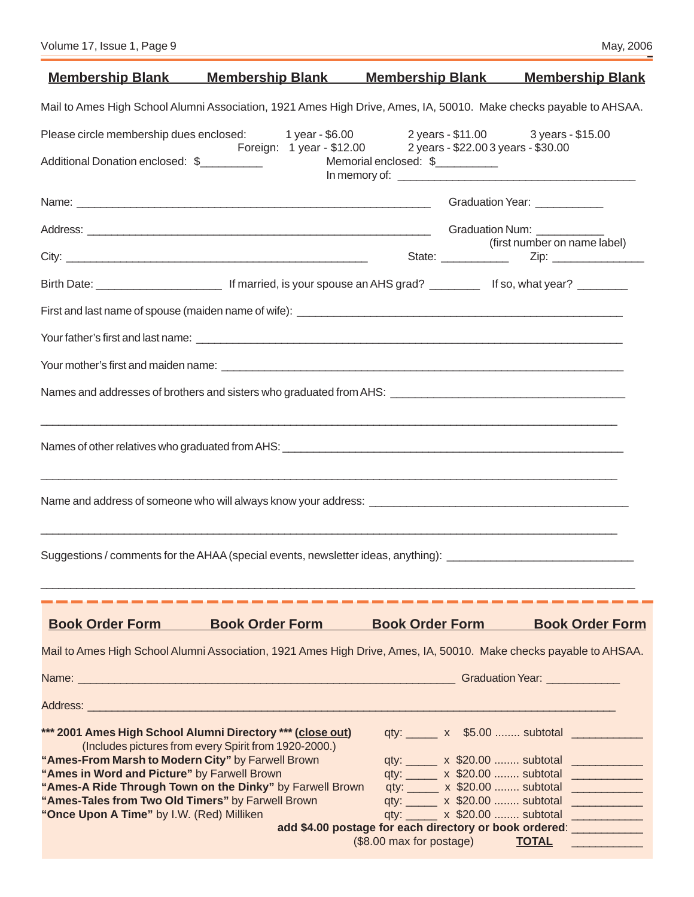## Membership Blank

Mail to Ames High School Alumni Association, 1921 Ames High Drive, Ames, IA, 50010. Make checks payable to AHSAA.

Please circle membership dues enclosed: 1 year - $6.00 2 years - $11.00 3 years - $15.00
Foreign: 1 year - $12.00 2 years - $22.00 3 years - $30.00

Additional Donation enclosed: $__________ Memorial enclosed: $__________
In memory of: ______________________________________

Name: ____________________________________________________________ Graduation Year: ___________

Address: __________________________________________________________ Graduation Num: ___________
(first number on name label)

City: _________________________________________________ State: ___________ Zip: _______________

Birth Date: ____________________ If married, is your spouse an AHS grad? ________ If so, what year? ________

First and last name of spouse (maiden name of wife): ______________________________________________________

Your father's first and last name: _______________________________________________________________________

Your mother's first and maiden name: _____________________________________________________________________

Names and addresses of brothers and sisters who graduated from AHS: ______________________________________

_________________________________________________________________________________________________

Names of other relatives who graduated from AHS: ______________________________________________________

_________________________________________________________________________________________________

Name and address of someone who will always know your address: ___________________________________________

_________________________________________________________________________________________________

Suggestions / comments for the AHAA (special events, newsletter ideas, anything): ______________________________

_________________________________________________________________________________________________

## Book Order Form

Mail to Ames High School Alumni Association, 1921 Ames High Drive, Ames, IA, 50010. Make checks payable to AHSAA.

Name: ______________________________________________________________ Graduation Year: ____________

Address: __________________________________________________________________________________________

**\*\*\* 2001 Ames High School Alumni Directory \*\*\* (close out)** qty: _____ x $5.00 ........ subtotal ___________
(Includes pictures from every Spirit from 1920-2000.)

**"Ames-From Marsh to Modern City"** by Farwell Brown qty: _____ x $20.00 ........ subtotal ___________

**"Ames in Word and Picture"** by Farwell Brown qty: _____ x $20.00 ........ subtotal ___________

**"Ames-A Ride Through Town on the Dinky"** by Farwell Brown qty: _____ x $20.00 ........ subtotal ___________

**"Ames-Tales from Two Old Timers"** by Farwell Brown qty: _____ x $20.00 ........ subtotal ___________

**"Once Upon A Time"** by I.W. (Red) Milliken qty: _____ x $20.00 ........ subtotal ___________

**add $4.00 postage for each directory or book ordered**: ___________

($8.00 max for postage) **TOTAL** ___________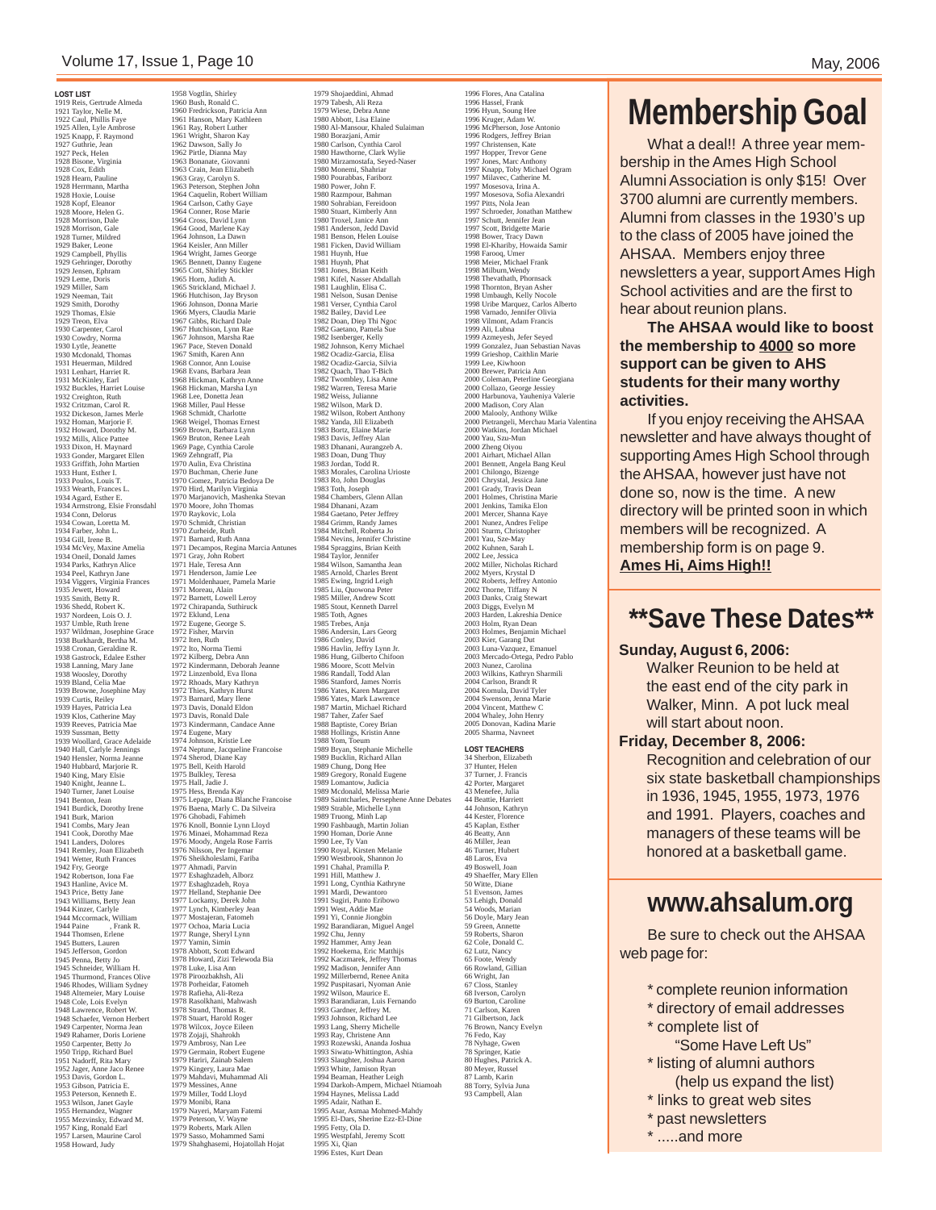**LOST LIST**

1919 Reis, Gertrude Almeda
1921 Taylor, Nelle M.
1922 Caul, Phillis Faye
1925 Allen, Lyle Ambrose
1925 Knapp, F. Raymond
1927 Guthrie, Jean
1927 Peck, Helen
1928 Bisone, Virginia
1928 Cox, Edith
1928 Hearn, Pauline
1928 Herrmann, Martha
1928 Hoxie, Louise
1928 Kopf, Eleanor
1928 Moore, Helen G.
1928 Morrison, Dale
1928 Morrison, Gale
1928 Turner, Mildred
1929 Baker, Leone
1929 Campbell, Phyllis
1929 Gehringer, Dorothy
1929 Jensen, Ephram
1929 Leme, Doris
1929 Miller, Sam
1929 Neeman, Tait
1929 Smith, Dorothy
1929 Thomas, Elsie
1929 Treon, Elva
1930 Carpenter, Carol
1930 Cowdry, Norma
1930 Lytle, Jeanette
1930 Mcdonald, Thomas
1931 Heuerman, Mildred
1931 Lenhart, Harriet R.
1931 McKinley, Earl
1932 Buckles, Harriet Louise
1932 Creighton, Ruth
1932 Critzman, Carol R.
1932 Dickeson, James Merle
1932 Homan, Marjorie F.
1932 Howard, Dorothy M.
1932 Mills, Alice Pattee
1933 Dixon, H. Maynard
1933 Gonder, Margaret Ellen
1933 Griffith, John Martien
1933 Hunt, Esther I.
1933 Poulos, Louis T.
1933 Wearth, Frances L.
1934 Agard, Esther E.
1934 Armstrong, Elsie Fronsdahl
1934 Conn, Delorus
1934 Cowan, Loretta M.
1934 Farber, John L.
1934 Gill, Irene B.
1934 McVey, Maxine Amelia
1934 Oneil, Donald James
1934 Parks, Kathryn Alice
1934 Peel, Kathryn Jane
1934 Viggers, Virginia Frances
1935 Jewett, Howard
1935 Smith, Betty R.
1936 Shedd, Robert K.
1937 Nordeen, Lois O. J.
1937 Umble, Ruth Irene
1937 Wildman, Josephine Grace
1938 Burkhardt, Bertha M.
1938 Cronan, Geraldine R.
1938 Gastrock, Edalee Esther
1938 Lanning, Mary Jane
1938 Woosley, Dorothy
1939 Bland, Celia Mae
1939 Browne, Josephine May
1939 Curtis, Reiley
1939 Hayes, Patricia Lea
1939 Klos, Catherine May
1939 Reeves, Patricia Mae
1939 Sussman, Betty
1939 Woollard, Grace Adelaide
1940 Hall, Carlyle Jennings
1940 Hensler, Norma Jeanne
1940 Hubbard, Marjorie R.
1940 King, Mary Elsie
1940 Knight, Jeanne L.
1940 Turner, Janet Louise
1941 Benton, Jean
1941 Burdick, Dorothy Irene
1941 Burk, Marion
1941 Combs, Mary Jean
1941 Cook, Dorothy Mae
1941 Landers, Dolores
1941 Remley, Joan Elizabeth
1941 Wetter, Ruth Frances
1942 Fry, George
1942 Robertson, Iona Fae
1943 Hanline, Avice M.
1943 Price, Betty Jane
1943 Williams, Betty Jean
1944 Kinzer, Carlyle
1944 Mccormack, William
1944 Paine , Frank R.
1944 Thomsen, Erlene
1945 Butters, Lauren
1945 Jefferson, Gordon
1945 Penna, Betty Jo
1945 Schneider, William H.
1945 Thurmond, Frances Olive
1946 Rhodes, William Sydney
1948 Altemeier, Mary Louise
1948 Cole, Lois Evelyn
1948 Lawrence, Robert W.
1948 Schaefer, Vernon Herbert
1949 Carpenter, Norma Jean
1949 Rahamer, Doris Loriene
1950 Carpenter, Betty Jo
1950 Tripp, Richard Buel
1951 Nadorff, Rita Mary
1952 Jager, Anne Jaco Renee
1953 Davis, Gordon L.
1953 Gibson, Patricia E.
1953 Peterson, Kenneth E.
1953 Wilson, Janet Gayle
1955 Hernandez, Wagner
1955 Mezvinsky, Edward M.
1957 King, Ronald Earl
1957 Larsen, Maurine Carol
1958 Howard, Judy
1958 Vogtlin, Shirley
1960 Bush, Ronald C.
1960 Fredrickson, Patricia Ann
1961 Hanson, Mary Kathleen
1961 Ray, Robert Luther
1961 Wright, Sharon Kay
1962 Dawson, Sally Jo
1962 Pirtle, Dianna May
1963 Bonanate, Giovanni
1963 Crain, Jean Elizabeth
1963 Gray, Carolyn S.
1963 Peterson, Stephen John
1964 Caquelin, Robert William
1964 Carlson, Cathy Gaye
1964 Conner, Rose Marie
1964 Cross, David Lynn
1964 Good, Marlene Kay
1964 Johnson, La Dawn
1964 Keisler, Ann Miller
1964 Wright, James George
1965 Bennett, Danny Eugene
1965 Cott, Shirley Stickler
1965 Horn, Judith A.
1965 Strickland, Michael J.
1966 Hutchison, Jay Bryson
1966 Johnson, Donna Marie
1966 Myers, Claudia Marie
1967 Gibbs, Richard Dale
1967 Hutchison, Lynn Rae
1967 Johnson, Marsha Rae
1967 Pace, Steven Donald
1967 Smith, Karen Ann
1968 Connor, Ann Louise
1968 Evans, Barbara Jean
1968 Hickman, Kathryn Anne
1968 Hickman, Marsha Lyn
1968 Lee, Donetta Jean
1968 Miller, Paul Hesse
1968 Schmidt, Charlotte
1968 Weigel, Thomas Ernest
1969 Brown, Barbara Lynn
1969 Bruton, Renee Leah
1969 Page, Cynthia Carole
1969 Zehngraff, Pia
1970 Aulin, Eva Christina
1970 Buchman, Cherie June
1970 Gomez, Patricia Bedoya De
1970 Hird, Marilyn Virginia
1970 Marjanovich, Mashenka Stevan
1970 Moore, John Thomas
1970 Raykovic, Lola
1970 Schmidt, Christian
1970 Zurheide, Ruth
1971 Barnard, Ruth Anna
1971 Decampos, Regina Marcia Antunes
1971 Gray, John Robert
1971 Hale, Teresa Ann
1971 Henderson, Jamie Lee
1971 Moldenhauer, Pamela Marie
1971 Moreau, Alain
1972 Barnett, Lowell Leroy
1972 Chirapanda, Suthiruck
1972 Eklund, Lena
1972 Eugene, George S.
1972 Fisher, Marvin
1972 Iten, Ruth
1972 Ito, Norma Tiemi
1972 Kilberg, Debra Ann
1972 Kindermann, Deborah Jeanne
1972 Linzenbold, Eva Ilona
1972 Rhoads, Mary Kathryn
1972 Thies, Kathryn Hurst
1973 Barnard, Mary Ilene
1973 Davis, Donald Eldon
1973 Davis, Ronald Dale
1973 Kindermann, Candace Anne
1974 Eugene, Mary
1974 Johnson, Kristie Lee
1974 Neptune, Jacqueline Francoise
1974 Sherod, Diane Kay
1975 Bell, Keith Harold
1975 Bulkley, Teresa
1975 Hall, Jadie J.
1975 Hess, Brenda Kay
1975 Lepage, Diana Blanche Francoise
1976 Baena, Marly C. Da Silveira
1976 Ghobadi, Fahimeh
1976 Knoll, Bonnie Lynn Lloyd
1976 Minaei, Mohammad Reza
1976 Moody, Angela Rose Farris
1976 Nilsson, Per Ingemar
1976 Sheikholeslami, Fariba
1977 Ahmadi, Parvin
1977 Eshaghzadeh, Alborz
1977 Eshaghzadeh, Roya
1977 Helland, Stephanie Dee
1977 Lockamy, Derek John
1977 Lynch, Kimberley Jean
1977 Mostajeran, Fatomeh
1977 Ochoa, Maria Lucia
1977 Runge, Sheryl Lynn
1977 Yamin, Simin
1978 Abbott, Scott Edward
1978 Howard, Zizi Telewoda Bia
1978 Luke, Lisa Ann
1978 Piroozbakhsh, Ali
1978 Porheidar, Fatomeh
1978 Rafieha, Ali-Reza
1978 Rasolkhani, Mahvash
1978 Strand, Thomas R.
1978 Stuart, Harold Roger
1978 Wilcox, Joyce Eileen
1978 Zojaji, Shahrokh
1979 Ambrosy, Nan Lee
1979 Germain, Robert Eugene
1979 Hariri, Zainab Salem
1979 Kingery, Laura Mae
1979 Mahdavi, Muhammad Ali
1979 Messines, Anne
1979 Miller, Todd Lloyd
1979 Monibi, Rana
1979 Nayeri, Maryam Fatemi
1979 Peterson, V. Wayne
1979 Roberts, Mark Allen
1979 Sasso, Mohammed Sami
1979 Shahghasemi, Hojatollah Hojat
1979 Shojaeddini, Ahmad
1979 Tabesh, Ali Reza
1979 Wiese, Debra Anne
1980 Abbott, Lisa Elaine
1980 Al-Mansour, Khaled Sulaiman
1980 Borazjani, Amir
1980 Carlson, Cynthia Carol
1980 Hawthorne, Clark Wylie
1980 Mirzamostafa, Seyed-Naser
1980 Monemi, Shahriar
1980 Pourabbas, Fariborz
1980 Power, John F.
1980 Razmpour, Bahman
1980 Sohrabian, Fereidoon
1980 Stuart, Kimberly Ann
1980 Troxel, Janice Ann
1981 Anderson, Jedd David
1981 Benson, Helen Louise
1981 Ficken, David William
1981 Huynh, Hue
1981 Huynh, Phat
1981 Jones, Brian Keith
1981 Kifel, Nasser Abdallah
1981 Laughlin, Elisa C.
1981 Nelson, Susan Denise
1981 Verser, Cynthia Carol
1982 Bailey, David Lee
1982 Doan, Diep Thi Ngoc
1982 Gaetano, Pamela Sue
1982 Isenberger, Kelly
1982 Johnson, Kerry Michael
1982 Ocadiz-Garcia, Elisa
1982 Ocadiz-Garcia, Silvia
1982 Quach, Thao T-Bich
1982 Twombley, Lisa Anne
1982 Warren, Teresa Marie
1982 Weiss, Julianne
1982 Wilson, Mark D.
1982 Wilson, Robert Anthony
1982 Yanda, Jill Elizabeth
1983 Bortz, Elaine Marie
1983 Davis, Jeffrey Alan
1983 Dhanani, Aurangzeb A.
1983 Doan, Dung Thuy
1983 Jordan, Todd R.
1983 Morales, Carolina Urioste
1983 Ro, John Douglas
1983 Toth, Joseph
1984 Chambers, Glenn Allan
1984 Dhanani, Azam
1984 Gaetano, Peter Jeffrey
1984 Grimm, Randy James
1984 Mitchell, Roberta Jo
1984 Nevins, Jennifer Christine
1984 Spraggins, Brian Keith
1984 Taylor, Jennifer
1984 Wilson, Samantha Jean
1985 Arnold, Charles Brent
1985 Ewing, Ingrid Leigh
1985 Liu, Quowona Peter
1985 Miller, Andrew Scott
1985 Stout, Kenneth Darrel
1985 Toth, Agnes
1985 Trebes, Anja
1986 Andersin, Lars Georg
1986 Conley, David
1986 Havlin, Jeffry Lynn Jr.
1986 Hung, Gilberto Chifoon
1986 Moore, Scott Melvin
1986 Randall, Todd Alan
1986 Stanford, James Norris
1986 Yates, Karen Margaret
1986 Yates, Mark Lawrence
1987 Martin, Michael Richard
1987 Taher, Zafer Saef
1988 Baptiste, Corey Brian
1988 Hollings, Kristin Anne
1988 Yom, Toeum
1989 Bryan, Stephanie Michelle
1989 Bucklin, Richard Allan
1989 Chung, Dong Hee
1989 Gregory, Ronald Eugene
1989 Lomantow, Judicia
1989 Mcdonald, Melissa Marie
1989 Saintcharles, Persephene Anne Debates
1989 Stable, Michelle Lynn
1989 Truong, Minh Lap
1990 Fashbaugh, Martin Jolian
1990 Homan, Dorie Anne
1990 Lee, Ty Van
1990 Royal, Kirsten Melanie
1990 Westbrook, Shannon Jo
1991 Chahal, Pramilla P.
1991 Hill, Matthew J.
1991 Long, Cynthia Kathryne
1991 Mardi, Dewantoro
1991 Sugiri, Punto Eribowo
1991 West, Addie Mae
1991 Yi, Connie Jiongbin
1992 Barandiaran, Miguel Angel
1992 Chu, Jenny
1992 Hammer, Amy Jean
1992 Hoekema, Eric Matthijs
1992 Kaczmarek, Jeffrey Thomas
1992 Madison, Jennifer Ann
1992 Millerbernd, Renee Anita
1992 Puspitasari, Nyoman Anie
1992 Wilson, Maurice E.
1993 Barandiaran, Luis Fernando
1993 Gardner, Jeffrey M.
1993 Johnson, Richard Lee
1993 Lang, Sherry Michelle
1993 Ray, Christene Ann
1993 Rozewski, Ananda Joshua
1993 Siwatu-Whittington, Ashia
1993 Slaughter, Joshua Aaron
1993 White, Jamison Ryan
1994 Beaman, Heather Leigh
1994 Darkoh-Ampem, Michael Ntiamoah
1994 Haynes, Melissa Ladd
1995 Adair, Nathan E.
1995 Asar, Asmaa Mohmed-Mahdy
1995 El-Dars, Sherine Ezz-El-Dine
1995 Fetty, Ola D.
1995 Westpfahl, Jeremy Scott
1995 Xi, Qian
1996 Estes, Kurt Dean
1996 Flores, Ana Catalina
1996 Hassel, Frank
1996 Hyun, Soung Hee
1996 Kruger, Adam W.
1996 McPherson, Jose Antonio
1996 Rodgers, Jeffrey Brian
1997 Christensen, Kate
1997 Hopper, Trevor Gene
1997 Jones, Marc Anthony
1997 Knapp, Toby Michael Ogram
1997 Milavec, Catherine M.
1997 Mosesova, Irina A.
1997 Mosesova, Sofia Alexandri
1997 Pitts, Nola Jean
1997 Schroeder, Jonathan Matthew
1997 Schutt, Jennifer Jean
1997 Scott, Bridgette Marie
1998 Bower, Tracy Dawn
1998 El-Khariby, Howaida Samir
1998 Farooq, Umer
1998 Meier, Michael Frank
1998 Milburn,Wendy
1998 Thevathath, Phornsack
1998 Thornton, Bryan Asher
1998 Umbaugh, Kelly Nocole
1998 Uribe Marquez, Carlos Alberto
1998 Varnado, Jennifer Olivia
1998 Vilmont, Adam Francis
1999 Ali, Lubna
1999 Azmeyesh, Jefer Seyed
1999 Gonzalez, Juan Sebastian Navas
1999 Grieshop, Caithlin Marie
1999 Lee, Kiwhoon
2000 Brewer, Patricia Ann
2000 Coleman, Peterline Georgiana
2000 Collazo, George Jessiey
2000 Harbunova, Yauheniya Valerie
2000 Madison, Cory Alan
2000 Malooly, Anthony Wilke
2000 Pietrangeli, Merchau Maria Valentina
2000 Watkins, Jordan Michael
2000 Yau, Szu-Mun
2000 Zheng Oiyou
2001 Airhart, Michael Allan
2001 Bennett, Angela Bang Keul
2001 Chilongo, Bizenge
2001 Chrystal, Jessica Jane
2001 Grady, Travis Dean
2001 Holmes, Christina Marie
2001 Jenkins, Tamika Elon
2001 Mercer, Shanna Kaye
2001 Nunez, Andres Felipe
2001 Sturm, Christopher
2001 Yau, Sze-May
2002 Kuhnen, Sarah L
2002 Lee, Jessica
2002 Miller, Nicholas Richard
2002 Myers, Krystal D
2002 Roberts, Jeffrey Antonio
2002 Thorne, Tiffany N
2003 Danks, Craig Stewart
2003 Diggs, Evelyn M
2003 Harden, Lakreshia Denice
2003 Holm, Ryan Dean
2003 Holmes, Benjamin Michael
2003 Kier, Garang Dut
2003 Luna-Vazquez, Emanuel
2003 Mercado-Ortega, Pedro Pablo
2003 Nunez, Carolina
2003 Wilkins, Kathryn Sharmili
2004 Carlson, Brandt R
2004 Komula, David Tyler
2004 Swenson, Jenna Marie
2004 Vincent, Matthew C
2004 Whaley, John Henry
2005 Donovan, Kadina Marie
2005 Sharma, Navneet

**LOST TEACHERS**

34 Sherbon, Elizabeth
37 Hunter, Helen
37 Turner, J. Francis
42 Porter, Margaret
43 Menefee, Julia
44 Beattie, Harriett
44 Johnson, Kathryn
44 Kester, Florence
45 Kaplan, Esther
46 Beatty, Ann
46 Miller, Jean
46 Turner, Hubert
48 Laros, Eva
49 Boswell, Joan
49 Shaeffer, Mary Ellen
50 Witte, Diane
51 Evenson, James
53 Lehigh, Donald
54 Woods, Marian
56 Doyle, Mary Jean
59 Green, Annette
59 Roberts, Sharon
62 Cole, Donald C.
62 Lutz, Nancy
65 Foote, Wendy
66 Rowland, Gillian
66 Wright, Jan
67 Closs, Stanley
68 Iverson, Carolyn
69 Burton, Caroline
71 Carlson, Karen
71 Gilbertson, Jack
76 Brown, Nancy Evelyn
76 Fedo, Kay
78 Nyhage, Gwen
78 Springer, Katie
80 Hughes, Patrick A.
80 Meyer, Russel
87 Lamb, Karin
88 Torry, Sylvia Juna
93 Campbell, Alan

# Membership Goal

What a deal!! A three year membership in the Ames High School Alumni Association is only $15! Over 3700 alumni are currently members. Alumni from classes in the 1930's up to the class of 2005 have joined the AHSAA. Members enjoy three newsletters a year, support Ames High School activities and are the first to hear about reunion plans.

**The AHSAA would like to boost the membership to 4000 so more support can be given to AHS students for their many worthy activities.**

If you enjoy receiving the AHSAA newsletter and have always thought of supporting Ames High School through the AHSAA, however just have not done so, now is the time. A new directory will be printed soon in which members will be recognized. A membership form is on page 9.

**Ames Hi, Aims High!!**

# **Save These Dates**

**Sunday, August 6, 2006:**
Walker Reunion to be held at the east end of the city park in Walker, Minn. A pot luck meal will start about noon.

**Friday, December 8, 2006:**
Recognition and celebration of our six state basketball championships in 1936, 1945, 1955, 1973, 1976 and 1991. Players, coaches and managers of these teams will be honored at a basketball game.

# www.ahsalum.org

Be sure to check out the AHSAA web page for:

* complete reunion information
* directory of email addresses
* complete list of "Some Have Left Us"
* listing of alumni authors (help us expand the list)
* links to great web sites
* past newsletters
* .....and more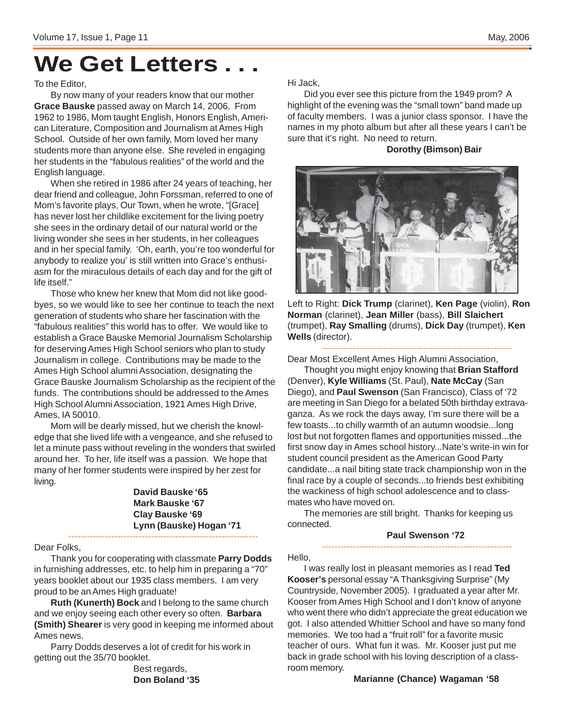# We Get Letters . . .

To the Editor,

By now many of your readers know that our mother **Grace Bauske** passed away on March 14, 2006. From 1962 to 1986, Mom taught English, Honors English, American Literature, Composition and Journalism at Ames High School. Outside of her own family, Mom loved her many students more than anyone else. She reveled in engaging her students in the "fabulous realities" of the world and the English language.

When she retired in 1986 after 24 years of teaching, her dear friend and colleague, John Forssman, referred to one of Mom's favorite plays, Our Town, when he wrote, "[Grace] has never lost her childlike excitement for the living poetry she sees in the ordinary detail of our natural world or the living wonder she sees in her students, in her colleagues and in her special family. 'Oh, earth, you're too wonderful for anybody to realize you' is still written into Grace's enthusiasm for the miraculous details of each day and for the gift of life itself."

Those who knew her knew that Mom did not like goodbyes, so we would like to see her continue to teach the next generation of students who share her fascination with the "fabulous realities" this world has to offer. We would like to establish a Grace Bauske Memorial Journalism Scholarship for deserving Ames High School seniors who plan to study Journalism in college. Contributions may be made to the Ames High School alumni Association, designating the Grace Bauske Journalism Scholarship as the recipient of the funds. The contributions should be addressed to the Ames High School Alumni Association, 1921 Ames High Drive, Ames, IA 50010.

Mom will be dearly missed, but we cherish the knowledge that she lived life with a vengeance, and she refused to let a minute pass without reveling in the wonders that swirled around her. To her, life itself was a passion. We hope that many of her former students were inspired by her zest for living.

**David Bauske '65**
**Mark Bauske '67**
**Clay Bauske '69**
**Lynn (Bauske) Hogan '71**

---

Dear Folks,

Thank you for cooperating with classmate **Parry Dodds** in furnishing addresses, etc. to help him in preparing a "70" years booklet about our 1935 class members. I am very proud to be an Ames High graduate!

**Ruth (Kunerth) Bock** and I belong to the same church and we enjoy seeing each other every so often. **Barbara (Smith) Shearer** is very good in keeping me informed about Ames news.

Parry Dodds deserves a lot of credit for his work in getting out the 35/70 booklet.

Best regards,
**Don Boland '35**

---

Hi Jack,

Did you ever see this picture from the 1949 prom? A highlight of the evening was the "small town" band made up of faculty members. I was a junior class sponsor. I have the names in my photo album but after all these years I can't be sure that it's right. No need to return.

**Dorothy (Bimson) Bair**

Left to Right: **Dick Trump** (clarinet), **Ken Page** (violin), **Ron Norman** (clarinet), **Jean Miller** (bass), **Bill Slaichert** (trumpet), **Ray Smalling** (drums), **Dick Day** (trumpet), **Ken Wells** (director).

---

Dear Most Excellent Ames High Alumni Association,

Thought you might enjoy knowing that **Brian Stafford** (Denver), **Kyle Williams** (St. Paul), **Nate McCay** (San Diego), and **Paul Swenson** (San Francisco), Class of '72 are meeting in San Diego for a belated 50th birthday extravaganza. As we rock the days away, I'm sure there will be a few toasts...to chilly warmth of an autumn woodsie...long lost but not forgotten flames and opportunities missed...the first snow day in Ames school history...Nate's write-in win for student council president as the American Good Party candidate...a nail biting state track championship won in the final race by a couple of seconds...to friends best exhibiting the wackiness of high school adolescence and to classmates who have moved on.

The memories are still bright. Thanks for keeping us connected.

**Paul Swenson '72**

---

Hello,

I was really lost in pleasant memories as I read **Ted Kooser's** personal essay "A Thanksgiving Surprise" (My Countryside, November 2005). I graduated a year after Mr. Kooser from Ames High School and I don't know of anyone who went there who didn't appreciate the great education we got. I also attended Whittier School and have so many fond memories. We too had a "fruit roll" for a favorite music teacher of ours. What fun it was. Mr. Kooser just put me back in grade school with his loving description of a classroom memory.

**Marianne (Chance) Wagaman '58**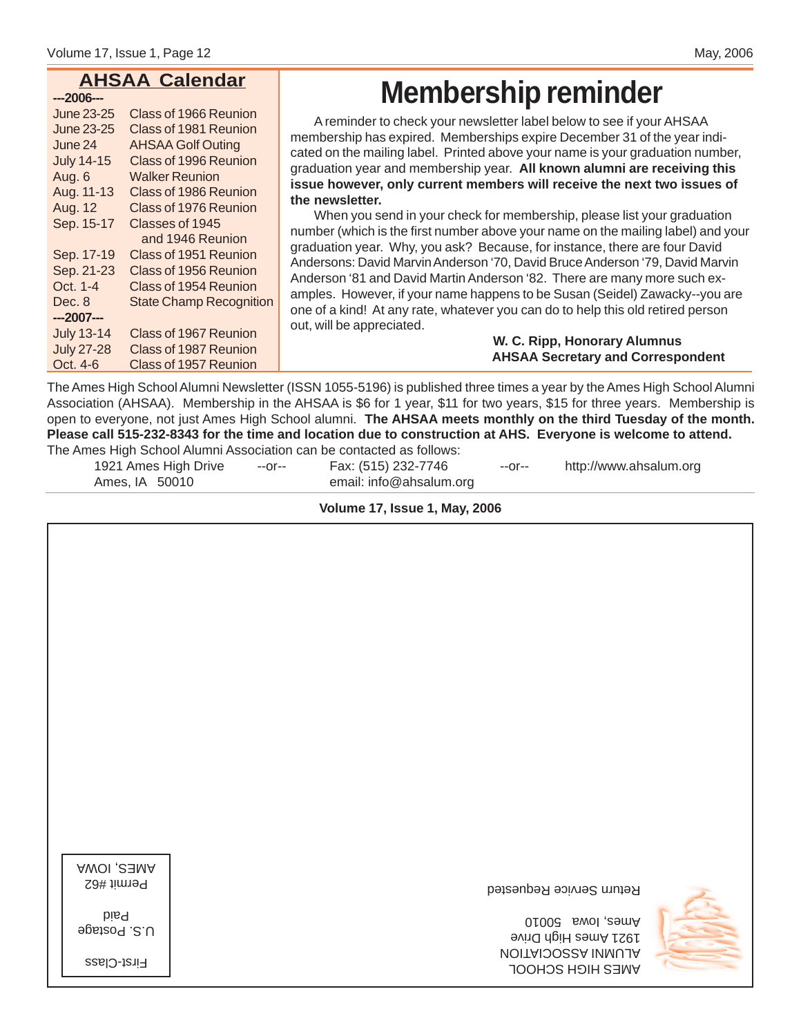## AHSAA Calendar

| | |
|---|---|
| **---2006---** | |
| June 23-25 | Class of 1966 Reunion |
| June 23-25 | Class of 1981 Reunion |
| June 24 | AHSAA Golf Outing |
| July 14-15 | Class of 1996 Reunion |
| Aug. 6 | Walker Reunion |
| Aug. 11-13 | Class of 1986 Reunion |
| Aug. 12 | Class of 1976 Reunion |
| Sep. 15-17 | Classes of 1945 and 1946 Reunion |
| Sep. 17-19 | Class of 1951 Reunion |
| Sep. 21-23 | Class of 1956 Reunion |
| Oct. 1-4 | Class of 1954 Reunion |
| Dec. 8 | State Champ Recognition |
| **---2007---** | |
| July 13-14 | Class of 1967 Reunion |
| July 27-28 | Class of 1987 Reunion |
| Oct. 4-6 | Class of 1957 Reunion |

# Membership reminder

A reminder to check your newsletter label below to see if your AHSAA membership has expired. Memberships expire December 31 of the year indicated on the mailing label. Printed above your name is your graduation number, graduation year and membership year. **All known alumni are receiving this issue however, only current members will receive the next two issues of the newsletter.**

When you send in your check for membership, please list your graduation number (which is the first number above your name on the mailing label) and your graduation year. Why, you ask? Because, for instance, there are four David Andersons: David Marvin Anderson '70, David Bruce Anderson '79, David Marvin Anderson '81 and David Martin Anderson '82. There are many more such examples. However, if your name happens to be Susan (Seidel) Zawacky--you are one of a kind! At any rate, whatever you can do to help this old retired person out, will be appreciated.

**W. C. Ripp, Honorary Alumnus**
**AHSAA Secretary and Correspondent**

The Ames High School Alumni Newsletter (ISSN 1055-5196) is published three times a year by the Ames High School Alumni Association (AHSAA). Membership in the AHSAA is $6 for 1 year, $11 for two years, $15 for three years. Membership is open to everyone, not just Ames High School alumni. **The AHSAA meets monthly on the third Tuesday of the month. Please call 515-232-8343 for the time and location due to construction at AHS. Everyone is welcome to attend.**
The Ames High School Alumni Association can be contacted as follows:

1921 Ames High Drive
Ames, IA 50010
--or--
Fax: (515) 232-7746
email: info@ahsalum.org
--or--
http://www.ahsalum.org

**Volume 17, Issue 1, May, 2006**

AMES HIGH SCHOOL
ALUMNI ASSOCIATION
1921 Ames High Drive
Ames, Iowa 50010

Return Service Requested

First-Class
U.S. Postage
Paid
Permit #62
AMES, IOWA